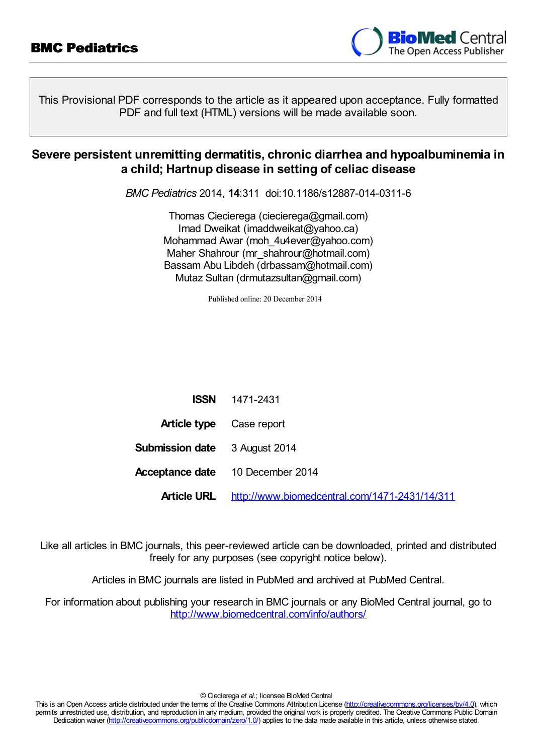**BMC Pediatrics**

This Provisional PDF corresponds to the article as it appeared upon acceptance. Fully formatted PDF and full text (HTML) versions will be made available soon.

# Severe persistent unremitting dermatitis, chronic diarrhea and hypoalbuminemia in a child; Hartnup disease in setting of celiac disease

*BMC Pediatrics* 2014, **14**:311 doi:10.1186/s12887-014-0311-6

Thomas Ciecierega (ciecierega@gmail.com)
Imad Dweikat (imaddweikat@yahoo.ca)
Mohammad Awar (moh_4u4ever@yahoo.com)
Maher Shahrour (mr_shahrour@hotmail.com)
Bassam Abu Libdeh (drbassam@hotmail.com)
Mutaz Sultan (drmutazsultan@gmail.com)

Published online: 20 December 2014

| | |
|---|---|
| **ISSN** | 1471-2431 |
| **Article type** | Case report |
| **Submission date** | 3 August 2014 |
| **Acceptance date** | 10 December 2014 |
| **Article URL** | http://www.biomedcentral.com/1471-2431/14/311 |

Like all articles in BMC journals, this peer-reviewed article can be downloaded, printed and distributed freely for any purposes (see copyright notice below).

Articles in BMC journals are listed in PubMed and archived at PubMed Central.

For information about publishing your research in BMC journals or any BioMed Central journal, go to http://www.biomedcentral.com/info/authors/

© Ciecierega *et al.*; licensee BioMed Central
This is an Open Access article distributed under the terms of the Creative Commons Attribution License (http://creativecommons.org/licenses/by/4.0), which permits unrestricted use, distribution, and reproduction in any medium, provided the original work is properly credited. The Creative Commons Public Domain Dedication waiver (http://creativecommons.org/publicdomain/zero/1.0/) applies to the data made available in this article, unless otherwise stated.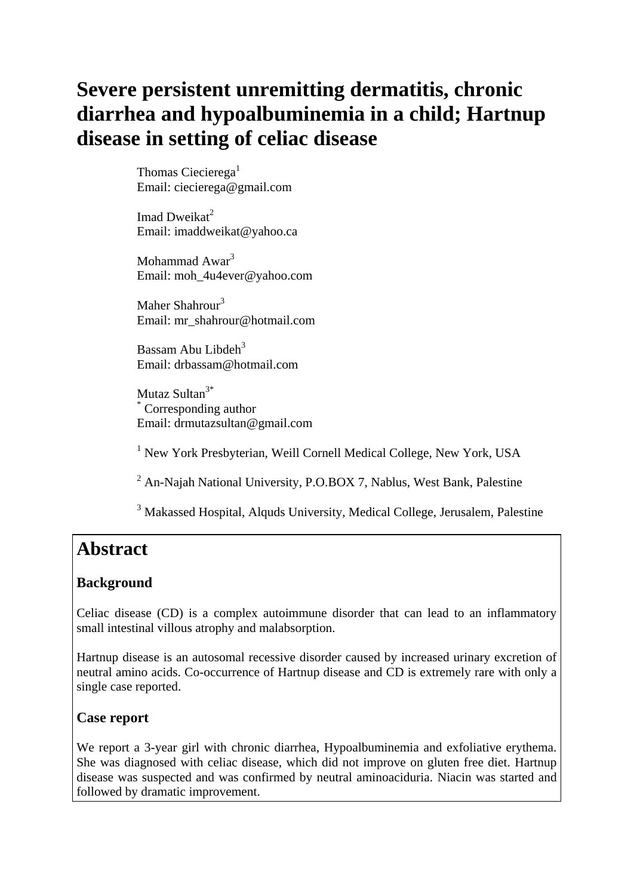# Severe persistent unremitting dermatitis, chronic diarrhea and hypoalbuminemia in a child; Hartnup disease in setting of celiac disease

Thomas Ciecierega[1]
Email: ciecierega@gmail.com

Imad Dweikat[2]
Email: imaddweikat@yahoo.ca

Mohammad Awar[3]
Email: moh_4u4ever@yahoo.com

Maher Shahrour[3]
Email: mr_shahrour@hotmail.com

Bassam Abu Libdeh[3]
Email: drbassam@hotmail.com

Mutaz Sultan[3*]
[*] Corresponding author
Email: drmutazsultan@gmail.com

[1] New York Presbyterian, Weill Cornell Medical College, New York, USA

[2] An-Najah National University, P.O.BOX 7, Nablus, West Bank, Palestine

[3] Makassed Hospital, Alquds University, Medical College, Jerusalem, Palestine

## Abstract

### Background

Celiac disease (CD) is a complex autoimmune disorder that can lead to an inflammatory small intestinal villous atrophy and malabsorption.

Hartnup disease is an autosomal recessive disorder caused by increased urinary excretion of neutral amino acids. Co-occurrence of Hartnup disease and CD is extremely rare with only a single case reported.

### Case report

We report a 3-year girl with chronic diarrhea, Hypoalbuminemia and exfoliative erythema. She was diagnosed with celiac disease, which did not improve on gluten free diet. Hartnup disease was suspected and was confirmed by neutral aminoaciduria. Niacin was started and followed by dramatic improvement.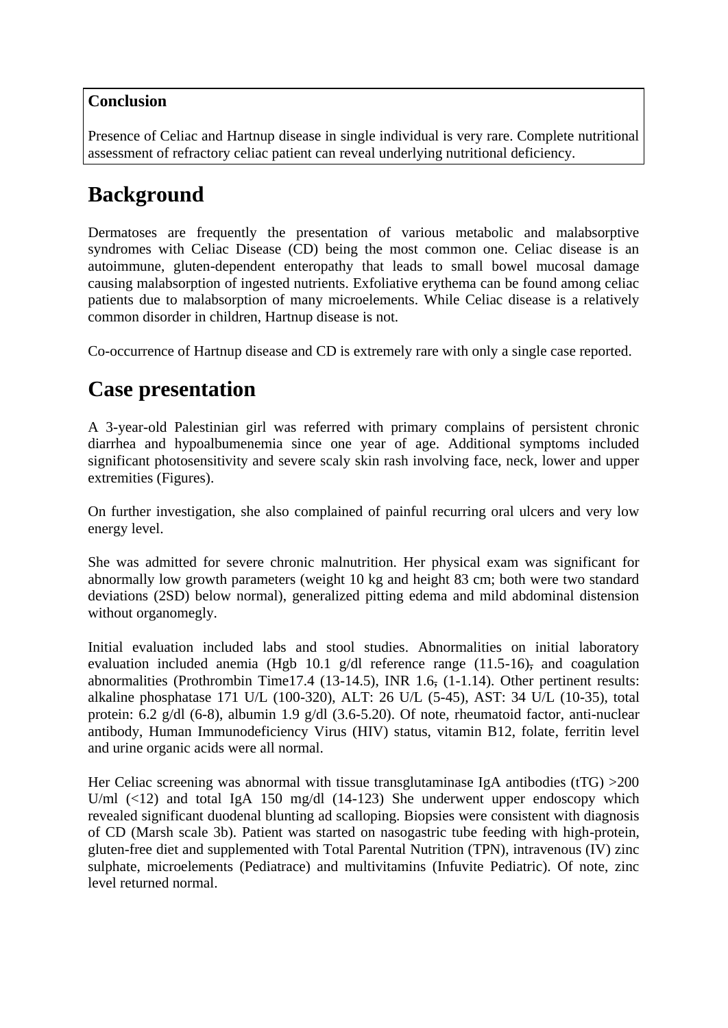**Conclusion**

Presence of Celiac and Hartnup disease in single individual is very rare. Complete nutritional assessment of refractory celiac patient can reveal underlying nutritional deficiency.

# Background

Dermatoses are frequently the presentation of various metabolic and malabsorptive syndromes with Celiac Disease (CD) being the most common one. Celiac disease is an autoimmune, gluten-dependent enteropathy that leads to small bowel mucosal damage causing malabsorption of ingested nutrients. Exfoliative erythema can be found among celiac patients due to malabsorption of many microelements. While Celiac disease is a relatively common disorder in children, Hartnup disease is not.

Co-occurrence of Hartnup disease and CD is extremely rare with only a single case reported.

# Case presentation

A 3-year-old Palestinian girl was referred with primary complains of persistent chronic diarrhea and hypoalbumenemia since one year of age. Additional symptoms included significant photosensitivity and severe scaly skin rash involving face, neck, lower and upper extremities (Figures).

On further investigation, she also complained of painful recurring oral ulcers and very low energy level.

She was admitted for severe chronic malnutrition. Her physical exam was significant for abnormally low growth parameters (weight 10 kg and height 83 cm; both were two standard deviations (2SD) below normal), generalized pitting edema and mild abdominal distension without organomegly.

Initial evaluation included labs and stool studies. Abnormalities on initial laboratory evaluation included anemia (Hgb 10.1 g/dl reference range (11.5-16)~~,~~ and coagulation abnormalities (Prothrombin Time17.4 (13-14.5), INR 1.6~~,~~ (1-1.14). Other pertinent results: alkaline phosphatase 171 U/L (100-320), ALT: 26 U/L (5-45), AST: 34 U/L (10-35), total protein: 6.2 g/dl (6-8), albumin 1.9 g/dl (3.6-5.20). Of note, rheumatoid factor, anti-nuclear antibody, Human Immunodeficiency Virus (HIV) status, vitamin B12, folate, ferritin level and urine organic acids were all normal.

Her Celiac screening was abnormal with tissue transglutaminase IgA antibodies (tTG) >200 U/ml (<12) and total IgA 150 mg/dl (14-123) She underwent upper endoscopy which revealed significant duodenal blunting ad scalloping. Biopsies were consistent with diagnosis of CD (Marsh scale 3b). Patient was started on nasogastric tube feeding with high-protein, gluten-free diet and supplemented with Total Parental Nutrition (TPN), intravenous (IV) zinc sulphate, microelements (Pediatrace) and multivitamins (Infuvite Pediatric). Of note, zinc level returned normal.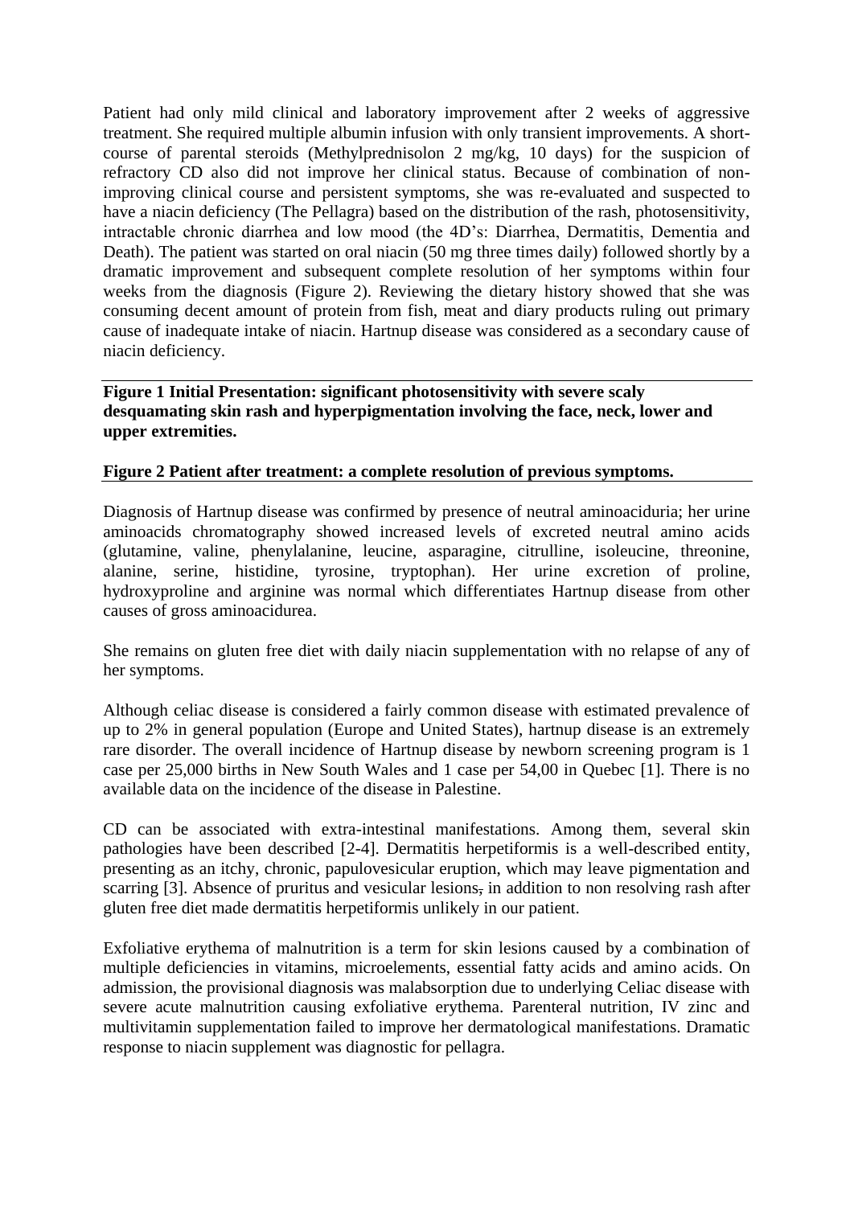Patient had only mild clinical and laboratory improvement after 2 weeks of aggressive treatment. She required multiple albumin infusion with only transient improvements. A short-course of parental steroids (Methylprednisolon 2 mg/kg, 10 days) for the suspicion of refractory CD also did not improve her clinical status. Because of combination of non-improving clinical course and persistent symptoms, she was re-evaluated and suspected to have a niacin deficiency (The Pellagra) based on the distribution of the rash, photosensitivity, intractable chronic diarrhea and low mood (the 4D's: Diarrhea, Dermatitis, Dementia and Death). The patient was started on oral niacin (50 mg three times daily) followed shortly by a dramatic improvement and subsequent complete resolution of her symptoms within four weeks from the diagnosis (Figure 2). Reviewing the dietary history showed that she was consuming decent amount of protein from fish, meat and diary products ruling out primary cause of inadequate intake of niacin. Hartnup disease was considered as a secondary cause of niacin deficiency.

**Figure 1 Initial Presentation: significant photosensitivity with severe scaly desquamating skin rash and hyperpigmentation involving the face, neck, lower and upper extremities.**

**Figure 2 Patient after treatment: a complete resolution of previous symptoms.**

Diagnosis of Hartnup disease was confirmed by presence of neutral aminoaciduria; her urine aminoacids chromatography showed increased levels of excreted neutral amino acids (glutamine, valine, phenylalanine, leucine, asparagine, citrulline, isoleucine, threonine, alanine, serine, histidine, tyrosine, tryptophan). Her urine excretion of proline, hydroxyproline and arginine was normal which differentiates Hartnup disease from other causes of gross aminoacidurea.

She remains on gluten free diet with daily niacin supplementation with no relapse of any of her symptoms.

Although celiac disease is considered a fairly common disease with estimated prevalence of up to 2% in general population (Europe and United States), hartnup disease is an extremely rare disorder. The overall incidence of Hartnup disease by newborn screening program is 1 case per 25,000 births in New South Wales and 1 case per 54,00 in Quebec [1]. There is no available data on the incidence of the disease in Palestine.

CD can be associated with extra-intestinal manifestations. Among them, several skin pathologies have been described [2-4]. Dermatitis herpetiformis is a well-described entity, presenting as an itchy, chronic, papulovesicular eruption, which may leave pigmentation and scarring [3]. Absence of pruritus and vesicular lesions, in addition to non resolving rash after gluten free diet made dermatitis herpetiformis unlikely in our patient.

Exfoliative erythema of malnutrition is a term for skin lesions caused by a combination of multiple deficiencies in vitamins, microelements, essential fatty acids and amino acids. On admission, the provisional diagnosis was malabsorption due to underlying Celiac disease with severe acute malnutrition causing exfoliative erythema. Parenteral nutrition, IV zinc and multivitamin supplementation failed to improve her dermatological manifestations. Dramatic response to niacin supplement was diagnostic for pellagra.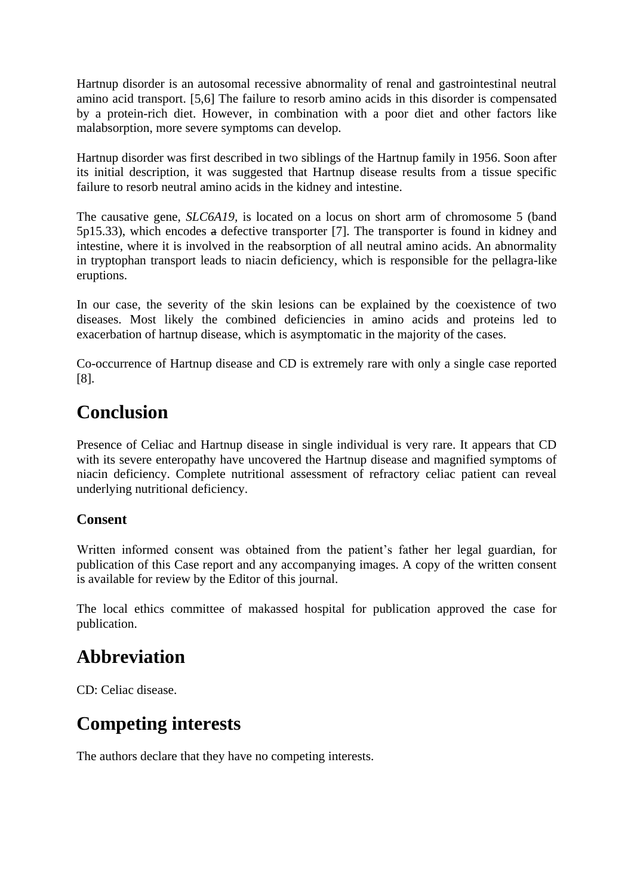Hartnup disorder is an autosomal recessive abnormality of renal and gastrointestinal neutral amino acid transport. [5,6] The failure to resorb amino acids in this disorder is compensated by a protein-rich diet. However, in combination with a poor diet and other factors like malabsorption, more severe symptoms can develop.

Hartnup disorder was first described in two siblings of the Hartnup family in 1956. Soon after its initial description, it was suggested that Hartnup disease results from a tissue specific failure to resorb neutral amino acids in the kidney and intestine.

The causative gene, *SLC6A19*, is located on a locus on short arm of chromosome 5 (band 5p15.33), which encodes a defective transporter [7]. The transporter is found in kidney and intestine, where it is involved in the reabsorption of all neutral amino acids. An abnormality in tryptophan transport leads to niacin deficiency, which is responsible for the pellagra-like eruptions.

In our case, the severity of the skin lesions can be explained by the coexistence of two diseases. Most likely the combined deficiencies in amino acids and proteins led to exacerbation of hartnup disease, which is asymptomatic in the majority of the cases.

Co-occurrence of Hartnup disease and CD is extremely rare with only a single case reported [8].

# Conclusion

Presence of Celiac and Hartnup disease in single individual is very rare. It appears that CD with its severe enteropathy have uncovered the Hartnup disease and magnified symptoms of niacin deficiency. Complete nutritional assessment of refractory celiac patient can reveal underlying nutritional deficiency.

### Consent

Written informed consent was obtained from the patient's father her legal guardian, for publication of this Case report and any accompanying images. A copy of the written consent is available for review by the Editor of this journal.

The local ethics committee of makassed hospital for publication approved the case for publication.

# Abbreviation

CD: Celiac disease.

# Competing interests

The authors declare that they have no competing interests.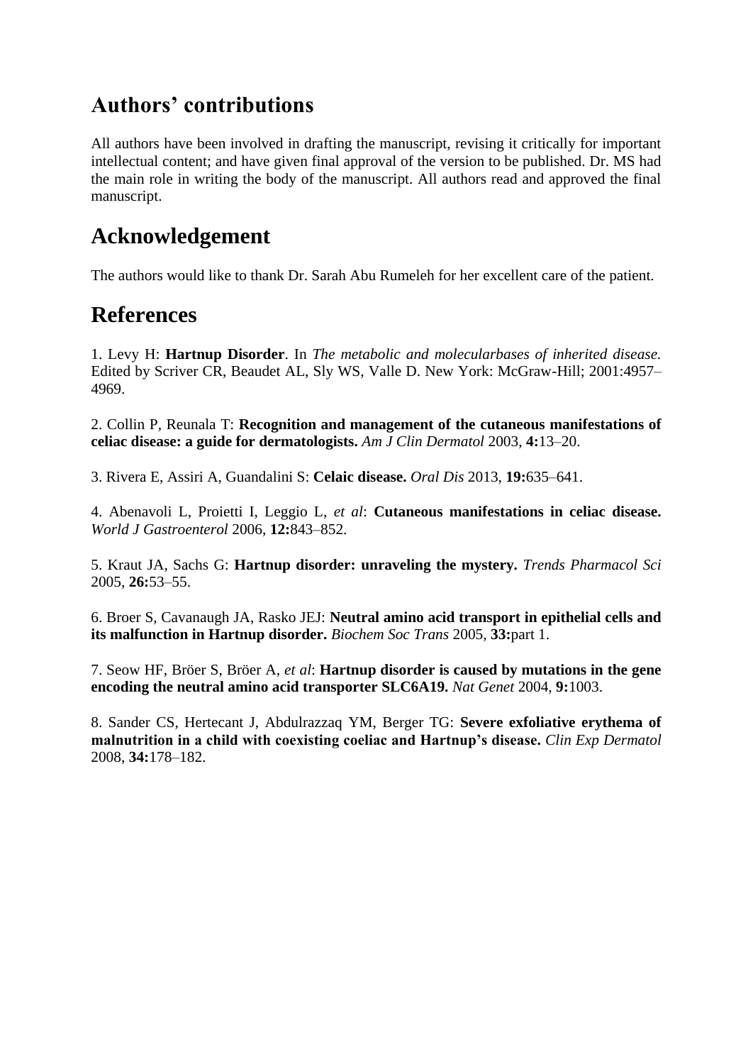## Authors' contributions

All authors have been involved in drafting the manuscript, revising it critically for important intellectual content; and have given final approval of the version to be published. Dr. MS had the main role in writing the body of the manuscript. All authors read and approved the final manuscript.

## Acknowledgement

The authors would like to thank Dr. Sarah Abu Rumeleh for her excellent care of the patient.

## References

1. Levy H: **Hartnup Disorder**. In *The metabolic and molecularbases of inherited disease.* Edited by Scriver CR, Beaudet AL, Sly WS, Valle D. New York: McGraw-Hill; 2001:4957–4969.

2. Collin P, Reunala T: **Recognition and management of the cutaneous manifestations of celiac disease: a guide for dermatologists.** *Am J Clin Dermatol* 2003, **4:**13–20.

3. Rivera E, Assiri A, Guandalini S: **Celaic disease.** *Oral Dis* 2013, **19:**635–641.

4. Abenavoli L, Proietti I, Leggio L, *et al*: **Cutaneous manifestations in celiac disease.** *World J Gastroenterol* 2006, **12:**843–852.

5. Kraut JA, Sachs G: **Hartnup disorder: unraveling the mystery.** *Trends Pharmacol Sci* 2005, **26:**53–55.

6. Broer S, Cavanaugh JA, Rasko JEJ: **Neutral amino acid transport in epithelial cells and its malfunction in Hartnup disorder.** *Biochem Soc Trans* 2005, **33:**part 1.

7. Seow HF, Bröer S, Bröer A, *et al*: **Hartnup disorder is caused by mutations in the gene encoding the neutral amino acid transporter SLC6A19.** *Nat Genet* 2004, **9:**1003.

8. Sander CS, Hertecant J, Abdulrazzaq YM, Berger TG: **Severe exfoliative erythema of malnutrition in a child with coexisting coeliac and Hartnup's disease.** *Clin Exp Dermatol* 2008, **34:**178–182.